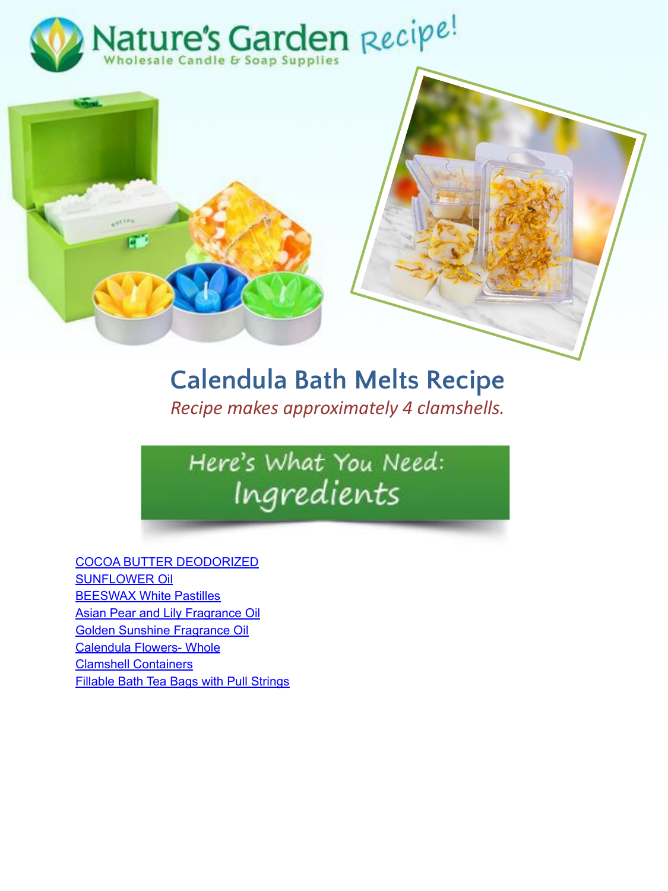Nature's Garden Recipe!

Wholesale Candle & Soap Supplies

# Calendula Bath Melts Recipe

*Recipe makes approximately 4 clamshells.*

## Here's What You Need: Ingredients

- COCOA BUTTER DEODORIZED
- SUNFLOWER Oil
- BEESWAX White Pastilles
- Asian Pear and Lily Fragrance Oil
- Golden Sunshine Fragrance Oil
- Calendula Flowers- Whole
- Clamshell Containers
- Fillable Bath Tea Bags with Pull Strings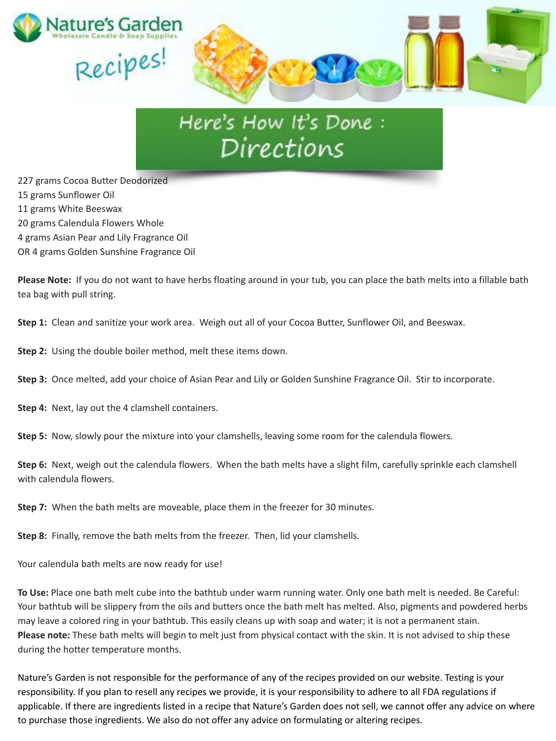Nature's Garden

Wholesale Candle & Soap Supplies

Recipes!

## Here's How It's Done : Directions

227 grams Cocoa Butter Deodorized
15 grams Sunflower Oil
11 grams White Beeswax
20 grams Calendula Flowers Whole
4 grams Asian Pear and Lily Fragrance Oil
OR 4 grams Golden Sunshine Fragrance Oil

**Please Note:** If you do not want to have herbs floating around in your tub, you can place the bath melts into a fillable bath tea bag with pull string.

**Step 1:** Clean and sanitize your work area. Weigh out all of your Cocoa Butter, Sunflower Oil, and Beeswax.

**Step 2:** Using the double boiler method, melt these items down.

**Step 3:** Once melted, add your choice of Asian Pear and Lily or Golden Sunshine Fragrance Oil. Stir to incorporate.

**Step 4:** Next, lay out the 4 clamshell containers.

**Step 5:** Now, slowly pour the mixture into your clamshells, leaving some room for the calendula flowers.

**Step 6:** Next, weigh out the calendula flowers. When the bath melts have a slight film, carefully sprinkle each clamshell with calendula flowers.

**Step 7:** When the bath melts are moveable, place them in the freezer for 30 minutes.

**Step 8:** Finally, remove the bath melts from the freezer. Then, lid your clamshells.

Your calendula bath melts are now ready for use!

**To Use:** Place one bath melt cube into the bathtub under warm running water. Only one bath melt is needed. Be Careful: Your bathtub will be slippery from the oils and butters once the bath melt has melted. Also, pigments and powdered herbs may leave a colored ring in your bathtub. This easily cleans up with soap and water; it is not a permanent stain.
**Please note:** These bath melts will begin to melt just from physical contact with the skin. It is not advised to ship these during the hotter temperature months.

Nature's Garden is not responsible for the performance of any of the recipes provided on our website. Testing is your responsibility. If you plan to resell any recipes we provide, it is your responsibility to adhere to all FDA regulations if applicable. If there are ingredients listed in a recipe that Nature's Garden does not sell, we cannot offer any advice on where to purchase those ingredients. We also do not offer any advice on formulating or altering recipes.